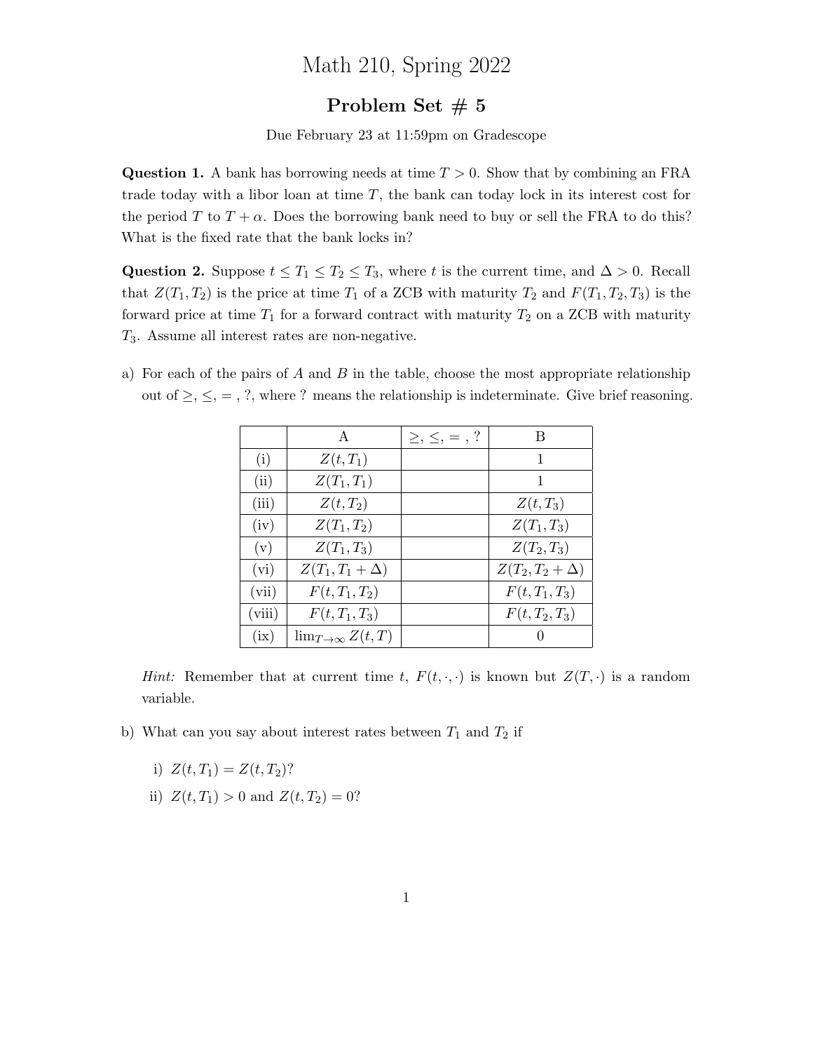# Math 210, Spring 2022

## Problem Set # 5

Due February 23 at 11:59pm on Gradescope

**Question 1.** A bank has borrowing needs at time $T > 0$. Show that by combining an FRA trade today with a libor loan at time $T$, the bank can today lock in its interest cost for the period $T$ to $T + \alpha$. Does the borrowing bank need to buy or sell the FRA to do this? What is the fixed rate that the bank locks in?

**Question 2.** Suppose $t \leq T_1 \leq T_2 \leq T_3$, where $t$ is the current time, and $\Delta > 0$. Recall that $Z(T_1, T_2)$ is the price at time $T_1$ of a ZCB with maturity $T_2$ and $F(T_1, T_2, T_3)$ is the forward price at time $T_1$ for a forward contract with maturity $T_2$ on a ZCB with maturity $T_3$. Assume all interest rates are non-negative.

a) For each of the pairs of $A$ and $B$ in the table, choose the most appropriate relationship out of $\geq, \leq, =$ , ?, where ? means the relationship is indeterminate. Give brief reasoning.

| | A | $\geq, \leq, =$ , ? | B |
|---|---|---|---|
| (i) | $Z(t, T_1)$ | | 1 |
| (ii) | $Z(T_1, T_1)$ | | 1 |
| (iii) | $Z(t, T_2)$ | | $Z(t, T_3)$ |
| (iv) | $Z(T_1, T_2)$ | | $Z(T_1, T_3)$ |
| (v) | $Z(T_1, T_3)$ | | $Z(T_2, T_3)$ |
| (vi) | $Z(T_1, T_1 + \Delta)$ | | $Z(T_2, T_2 + \Delta)$ |
| (vii) | $F(t, T_1, T_2)$ | | $F(t, T_1, T_3)$ |
| (viii) | $F(t, T_1, T_3)$ | | $F(t, T_2, T_3)$ |
| (ix) | $\lim_{T \to \infty} Z(t, T)$ | | 0 |

*Hint:* Remember that at current time $t$, $F(t, \cdot, \cdot)$ is known but $Z(T, \cdot)$ is a random variable.

b) What can you say about interest rates between $T_1$ and $T_2$ if

i) $Z(t, T_1) = Z(t, T_2)$?

ii) $Z(t, T_1) > 0$ and $Z(t, T_2) = 0$?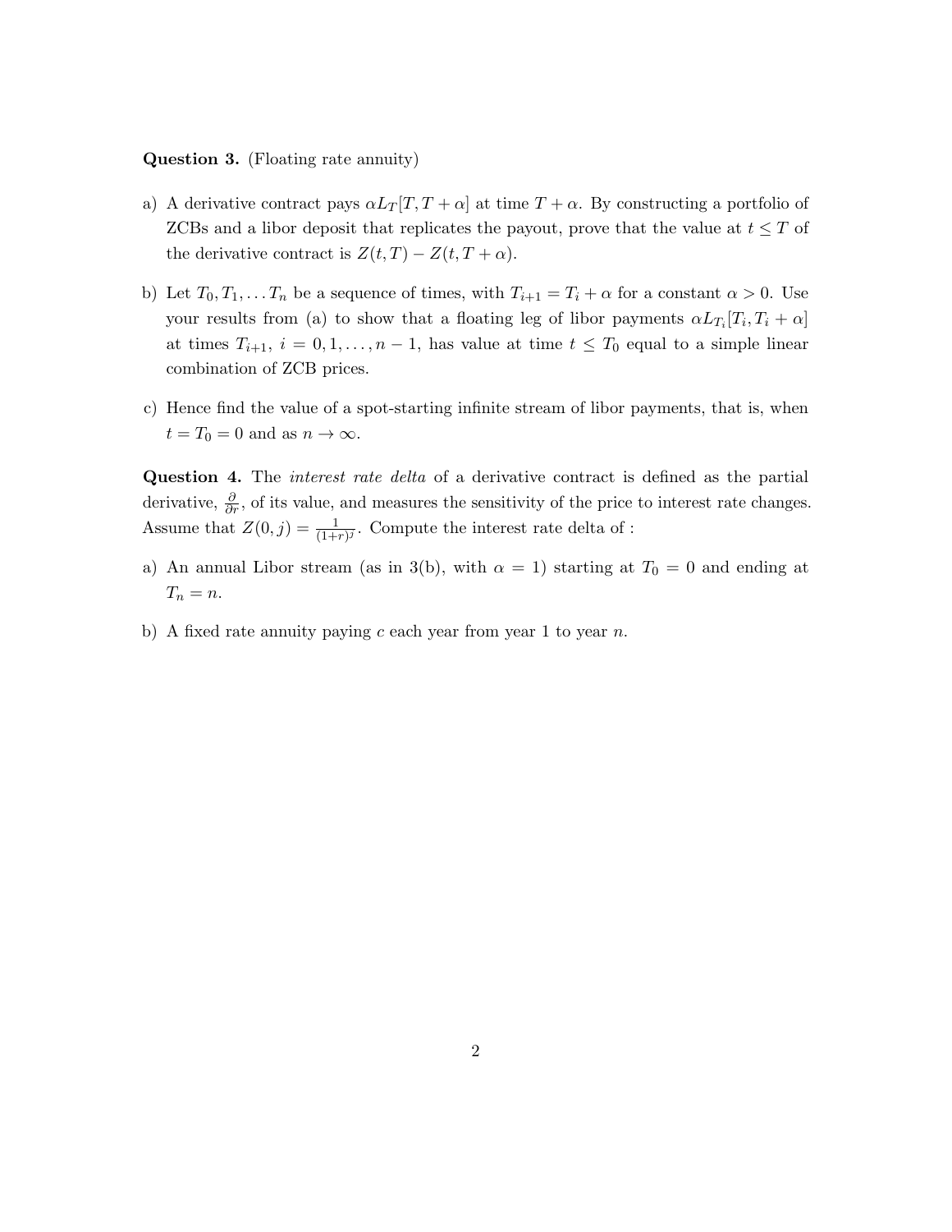**Question 3.** (Floating rate annuity)

a) A derivative contract pays $\alpha L_T[T, T+\alpha]$ at time $T+\alpha$. By constructing a portfolio of ZCBs and a libor deposit that replicates the payout, prove that the value at $t \leq T$ of the derivative contract is $Z(t,T) - Z(t, T+\alpha)$.

b) Let $T_0, T_1, \ldots T_n$ be a sequence of times, with $T_{i+1} = T_i + \alpha$ for a constant $\alpha > 0$. Use your results from (a) to show that a floating leg of libor payments $\alpha L_{T_i}[T_i, T_i + \alpha]$ at times $T_{i+1}$, $i = 0, 1, \ldots, n-1$, has value at time $t \leq T_0$ equal to a simple linear combination of ZCB prices.

c) Hence find the value of a spot-starting infinite stream of libor payments, that is, when $t = T_0 = 0$ and as $n \to \infty$.

**Question 4.** The *interest rate delta* of a derivative contract is defined as the partial derivative, $\frac{\partial}{\partial r}$, of its value, and measures the sensitivity of the price to interest rate changes. Assume that $Z(0,j) = \frac{1}{(1+r)^j}$. Compute the interest rate delta of :

a) An annual Libor stream (as in 3(b), with $\alpha = 1$) starting at $T_0 = 0$ and ending at $T_n = n$.

b) A fixed rate annuity paying $c$ each year from year 1 to year $n$.